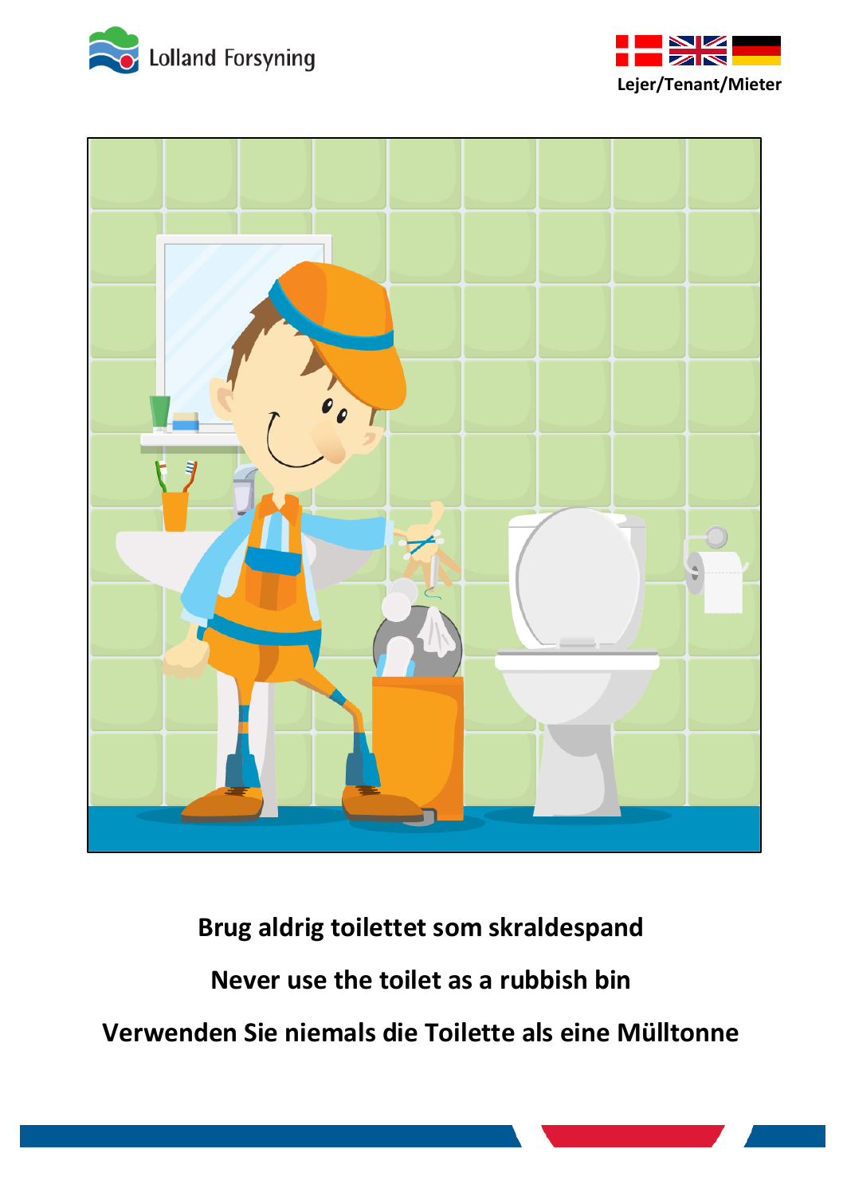Lolland Forsyning

Lejer/Tenant/Mieter

**Brug aldrig toilettet som skraldespand**

**Never use the toilet as a rubbish bin**

**Verwenden Sie niemals die Toilette als eine Mülltonne**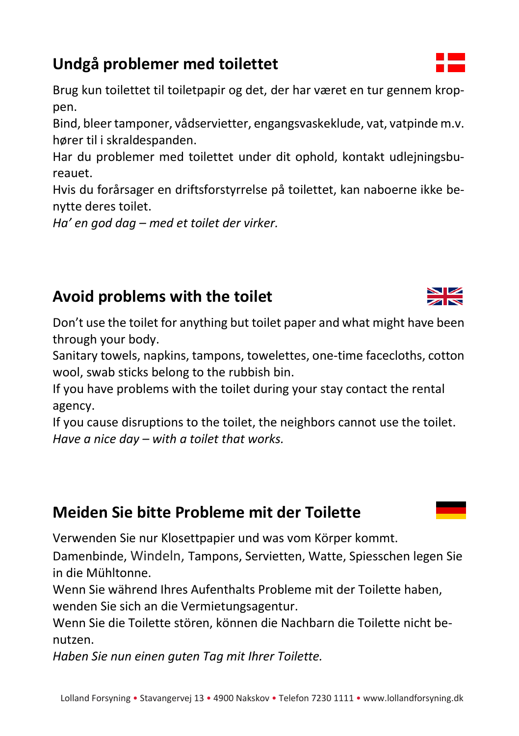## Undgå problemer med toilettet

Brug kun toilettet til toiletpapir og det, der har været en tur gennem kroppen.
Bind, bleer tamponer, vådservietter, engangsvaskeklude, vat, vatpinde m.v. hører til i skraldespanden.
Har du problemer med toilettet under dit ophold, kontakt udlejningsbureauet.
Hvis du forårsager en driftsforstyrrelse på toilettet, kan naboerne ikke benytte deres toilet.
*Ha' en god dag – med et toilet der virker.*

## Avoid problems with the toilet

Don't use the toilet for anything but toilet paper and what might have been through your body.
Sanitary towels, napkins, tampons, towelettes, one-time facecloths, cotton wool, swab sticks belong to the rubbish bin.
If you have problems with the toilet during your stay contact the rental agency.
If you cause disruptions to the toilet, the neighbors cannot use the toilet.
*Have a nice day – with a toilet that works.*

## Meiden Sie bitte Probleme mit der Toilette

Verwenden Sie nur Klosettpapier und was vom Körper kommt.
Damenbinde, Windeln, Tampons, Servietten, Watte, Spiesschen legen Sie in die Mühltonne.
Wenn Sie während Ihres Aufenthalts Probleme mit der Toilette haben, wenden Sie sich an die Vermietungsagentur.
Wenn Sie die Toilette stören, können die Nachbarn die Toilette nicht benutzen.
*Haben Sie nun einen guten Tag mit Ihrer Toilette.*

Lolland Forsyning • Stavangervej 13 • 4900 Nakskov • Telefon 7230 1111 • www.lollandforsyning.dk